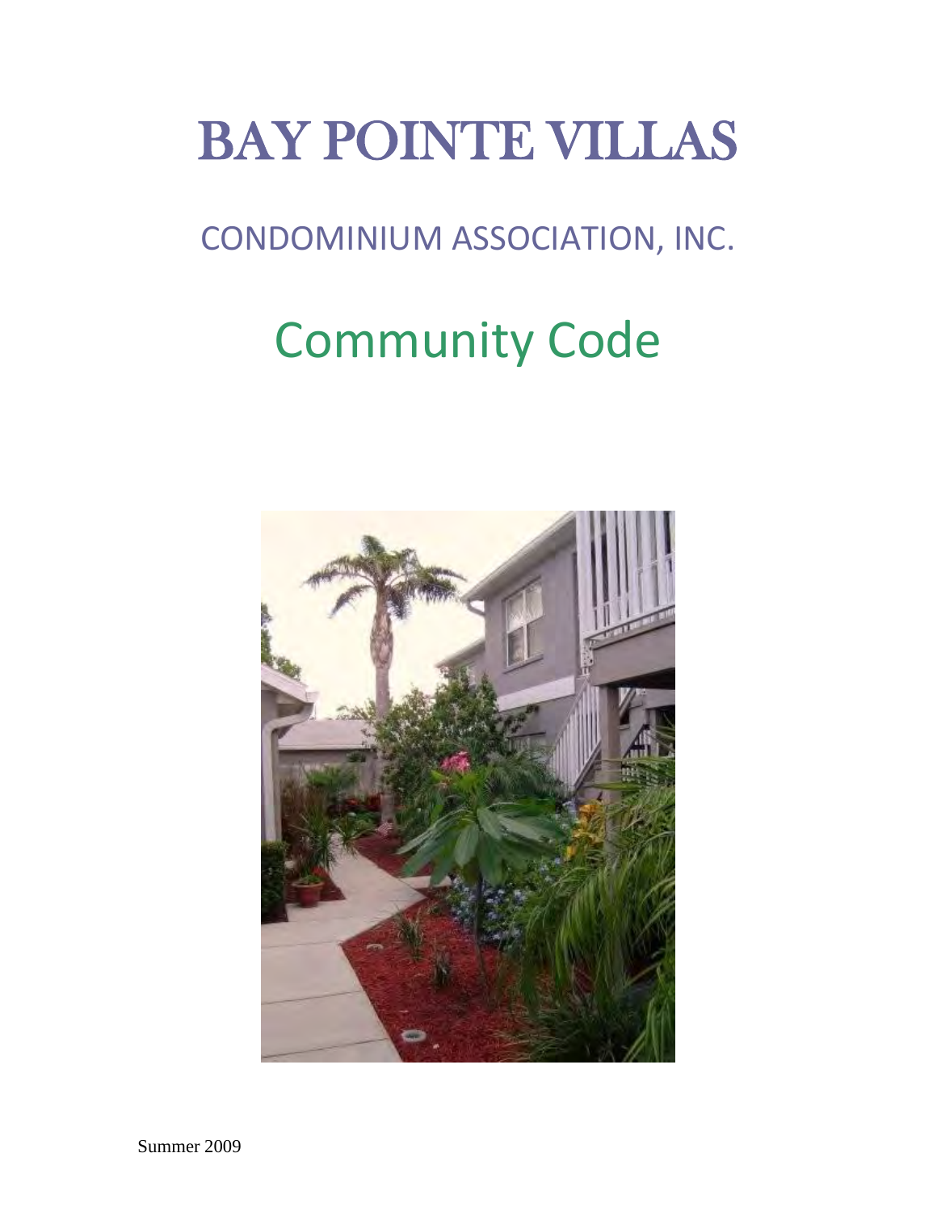# BAY POINTE VILLAS

## CONDOMINIUM ASSOCIATION, INC.

# Community Code

Summer 2009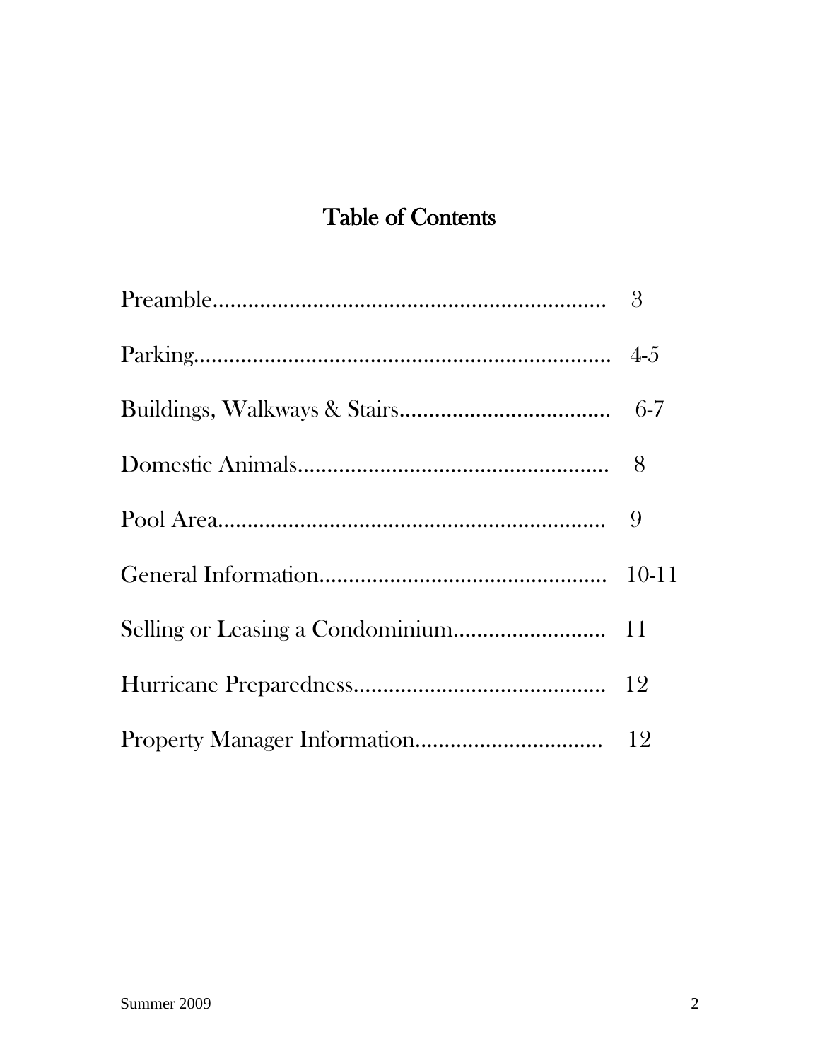# Table of Contents

| | |
|---|---|
| Preamble.................................................................... | 3 |
| Parking........................................................................ | 4-5 |
| Buildings, Walkways & Stairs..................................... | 6-7 |
| Domestic Animals....................................................... | 8 |
| Pool Area................................................................... | 9 |
| General Information.................................................. | 10-11 |
| Selling or Leasing a Condominium........................... | 11 |
| Hurricane Preparedness............................................ | 12 |
| Property Manager Information................................ | 12 |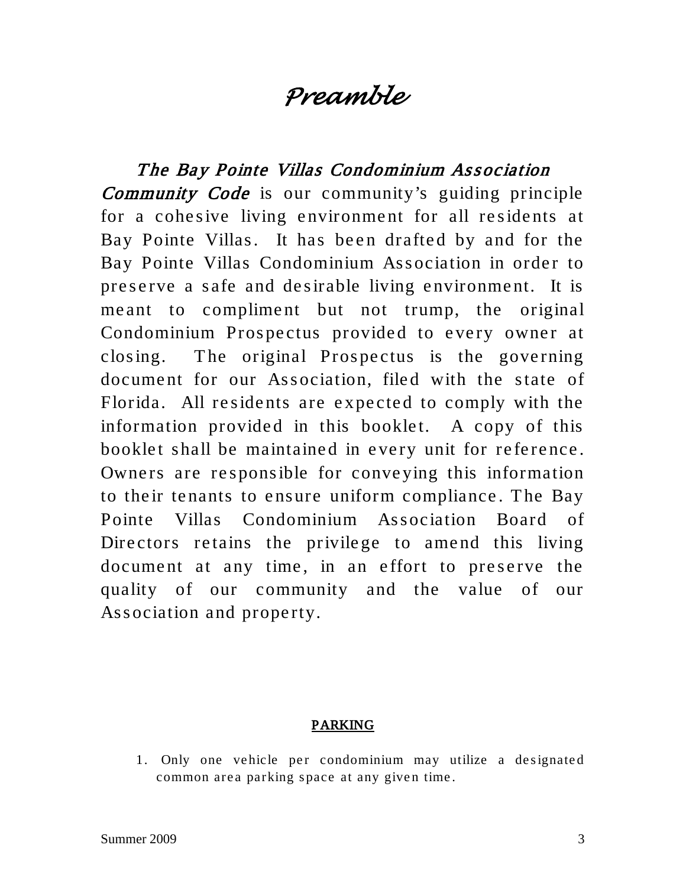# *Preamble*

***The Bay Pointe Villas Condominium Association Community Code*** is our community's guiding principle for a cohesive living environment for all residents at Bay Pointe Villas. It has been drafted by and for the Bay Pointe Villas Condominium Association in order to preserve a safe and desirable living environment. It is meant to compliment but not trump, the original Condominium Prospectus provided to every owner at closing. The original Prospectus is the governing document for our Association, filed with the state of Florida. All residents are expected to comply with the information provided in this booklet. A copy of this booklet shall be maintained in every unit for reference. Owners are responsible for conveying this information to their tenants to ensure uniform compliance. The Bay Pointe Villas Condominium Association Board of Directors retains the privilege to amend this living document at any time, in an effort to preserve the quality of our community and the value of our Association and property.

## PARKING

1. Only one vehicle per condominium may utilize a designated common area parking space at any given time.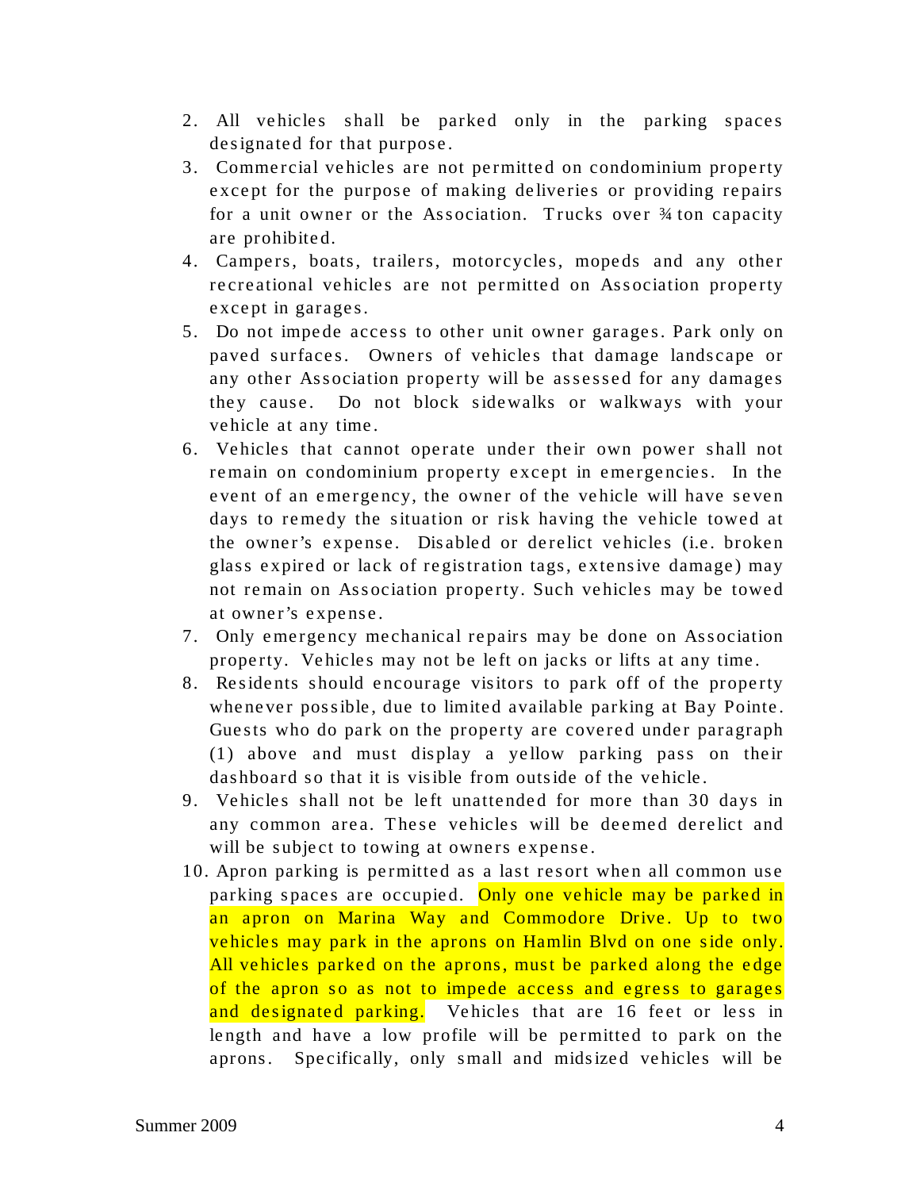2. All vehicles shall be parked only in the parking spaces designated for that purpose.
3. Commercial vehicles are not permitted on condominium property except for the purpose of making deliveries or providing repairs for a unit owner or the Association. Trucks over ¾ ton capacity are prohibited.
4. Campers, boats, trailers, motorcycles, mopeds and any other recreational vehicles are not permitted on Association property except in garages.
5. Do not impede access to other unit owner garages. Park only on paved surfaces. Owners of vehicles that damage landscape or any other Association property will be assessed for any damages they cause. Do not block sidewalks or walkways with your vehicle at any time.
6. Vehicles that cannot operate under their own power shall not remain on condominium property except in emergencies. In the event of an emergency, the owner of the vehicle will have seven days to remedy the situation or risk having the vehicle towed at the owner's expense. Disabled or derelict vehicles (i.e. broken glass expired or lack of registration tags, extensive damage) may not remain on Association property. Such vehicles may be towed at owner's expense.
7. Only emergency mechanical repairs may be done on Association property. Vehicles may not be left on jacks or lifts at any time.
8. Residents should encourage visitors to park off of the property whenever possible, due to limited available parking at Bay Pointe. Guests who do park on the property are covered under paragraph (1) above and must display a yellow parking pass on their dashboard so that it is visible from outside of the vehicle.
9. Vehicles shall not be left unattended for more than 30 days in any common area. These vehicles will be deemed derelict and will be subject to towing at owners expense.
10. Apron parking is permitted as a last resort when all common use parking spaces are occupied. Only one vehicle may be parked in an apron on Marina Way and Commodore Drive. Up to two vehicles may park in the aprons on Hamlin Blvd on one side only. All vehicles parked on the aprons, must be parked along the edge of the apron so as not to impede access and egress to garages and designated parking. Vehicles that are 16 feet or less in length and have a low profile will be permitted to park on the aprons. Specifically, only small and midsized vehicles will be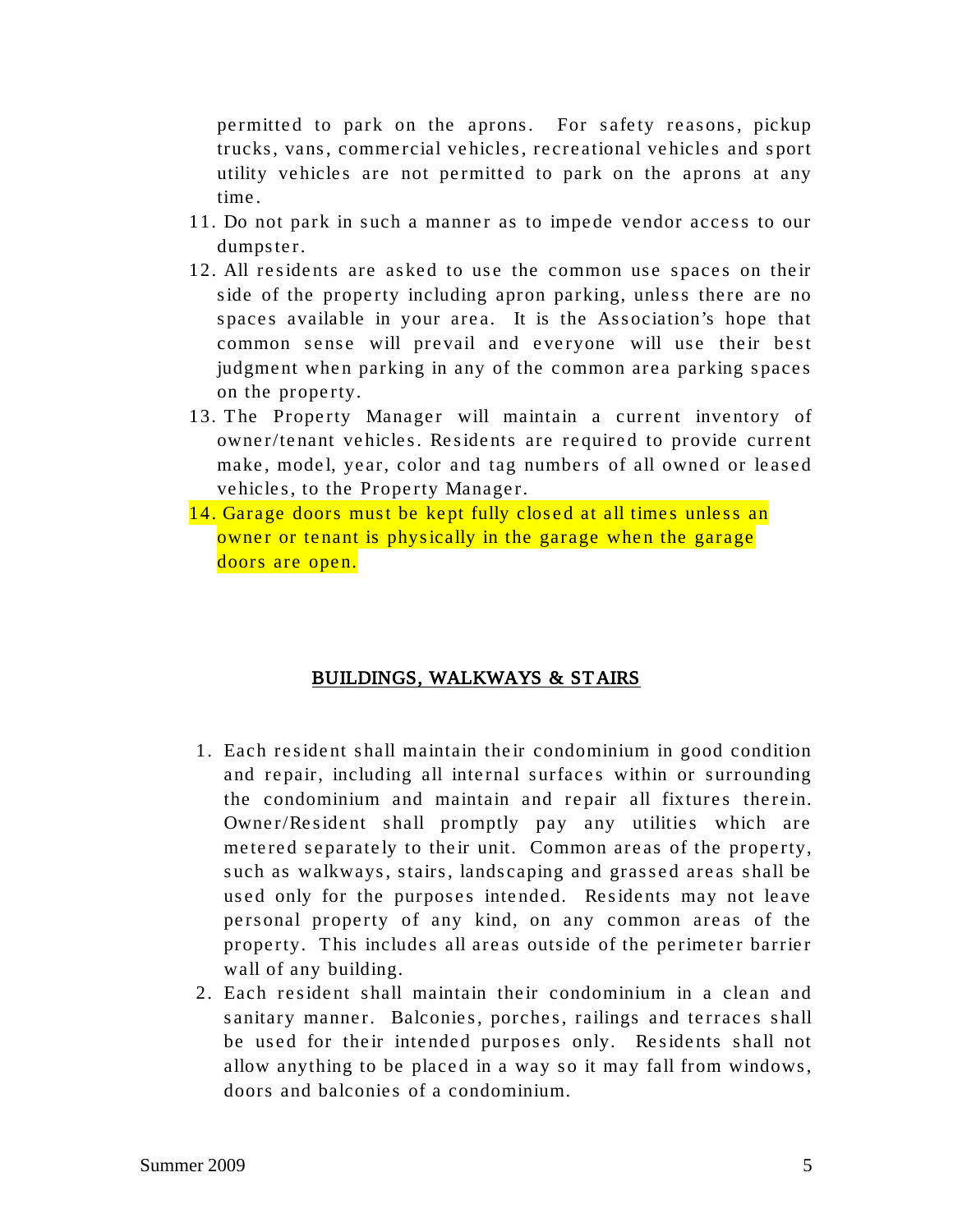permitted to park on the aprons. For safety reasons, pickup trucks, vans, commercial vehicles, recreational vehicles and sport utility vehicles are not permitted to park on the aprons at any time.

11. Do not park in such a manner as to impede vendor access to our dumpster.
12. All residents are asked to use the common use spaces on their side of the property including apron parking, unless there are no spaces available in your area. It is the Association's hope that common sense will prevail and everyone will use their best judgment when parking in any of the common area parking spaces on the property.
13. The Property Manager will maintain a current inventory of owner/tenant vehicles. Residents are required to provide current make, model, year, color and tag numbers of all owned or leased vehicles, to the Property Manager.
14. Garage doors must be kept fully closed at all times unless an owner or tenant is physically in the garage when the garage doors are open.

## BUILDINGS, WALKWAYS & STAIRS

1. Each resident shall maintain their condominium in good condition and repair, including all internal surfaces within or surrounding the condominium and maintain and repair all fixtures therein. Owner/Resident shall promptly pay any utilities which are metered separately to their unit. Common areas of the property, such as walkways, stairs, landscaping and grassed areas shall be used only for the purposes intended. Residents may not leave personal property of any kind, on any common areas of the property. This includes all areas outside of the perimeter barrier wall of any building.
2. Each resident shall maintain their condominium in a clean and sanitary manner. Balconies, porches, railings and terraces shall be used for their intended purposes only. Residents shall not allow anything to be placed in a way so it may fall from windows, doors and balconies of a condominium.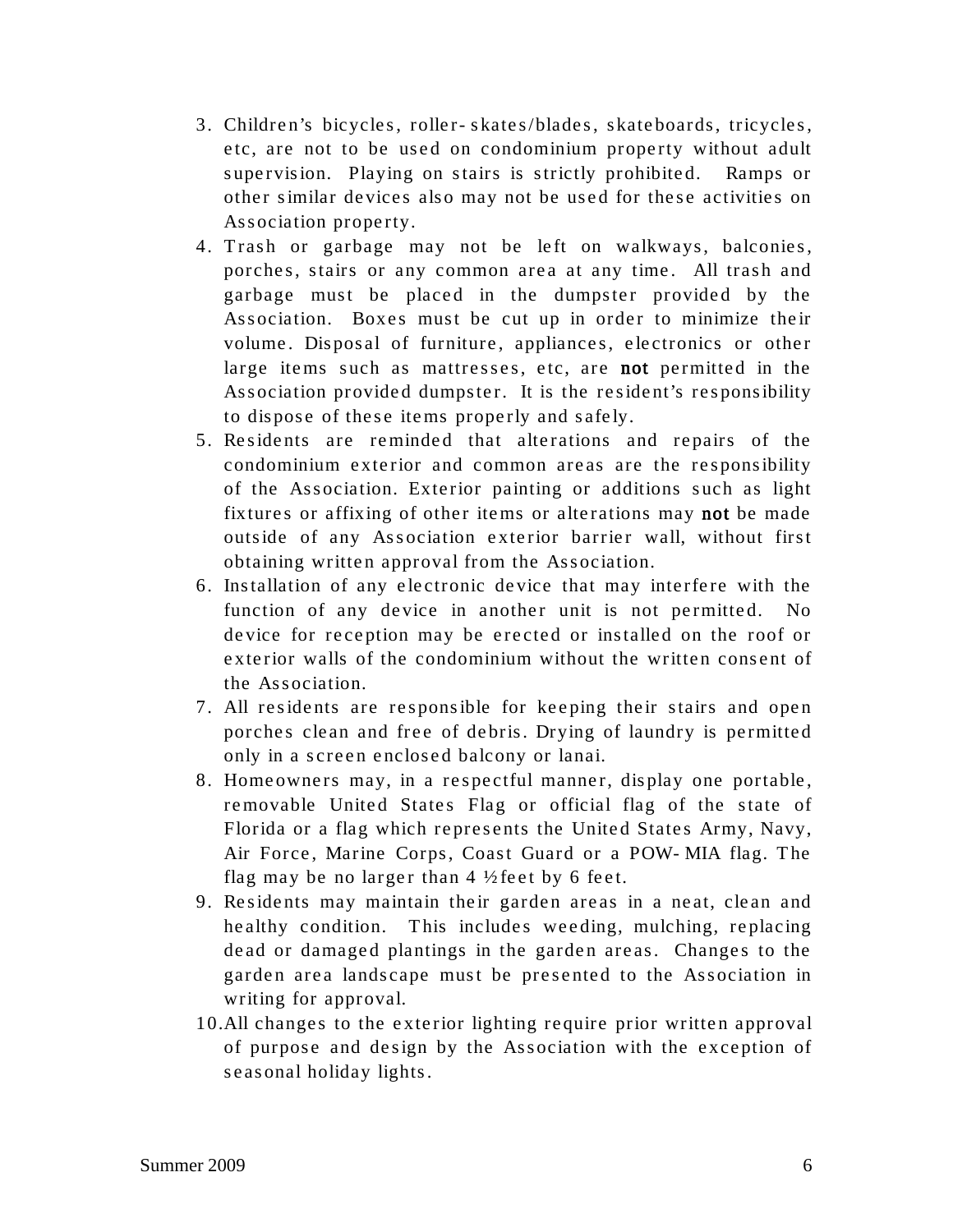3. Children's bicycles, roller-skates/blades, skateboards, tricycles, etc, are not to be used on condominium property without adult supervision. Playing on stairs is strictly prohibited. Ramps or other similar devices also may not be used for these activities on Association property.
4. Trash or garbage may not be left on walkways, balconies, porches, stairs or any common area at any time. All trash and garbage must be placed in the dumpster provided by the Association. Boxes must be cut up in order to minimize their volume. Disposal of furniture, appliances, electronics or other large items such as mattresses, etc, are **not** permitted in the Association provided dumpster. It is the resident's responsibility to dispose of these items properly and safely.
5. Residents are reminded that alterations and repairs of the condominium exterior and common areas are the responsibility of the Association. Exterior painting or additions such as light fixtures or affixing of other items or alterations may **not** be made outside of any Association exterior barrier wall, without first obtaining written approval from the Association.
6. Installation of any electronic device that may interfere with the function of any device in another unit is not permitted. No device for reception may be erected or installed on the roof or exterior walls of the condominium without the written consent of the Association.
7. All residents are responsible for keeping their stairs and open porches clean and free of debris. Drying of laundry is permitted only in a screen enclosed balcony or lanai.
8. Homeowners may, in a respectful manner, display one portable, removable United States Flag or official flag of the state of Florida or a flag which represents the United States Army, Navy, Air Force, Marine Corps, Coast Guard or a POW-MIA flag. The flag may be no larger than 4 ½ feet by 6 feet.
9. Residents may maintain their garden areas in a neat, clean and healthy condition. This includes weeding, mulching, replacing dead or damaged plantings in the garden areas. Changes to the garden area landscape must be presented to the Association in writing for approval.
10. All changes to the exterior lighting require prior written approval of purpose and design by the Association with the exception of seasonal holiday lights.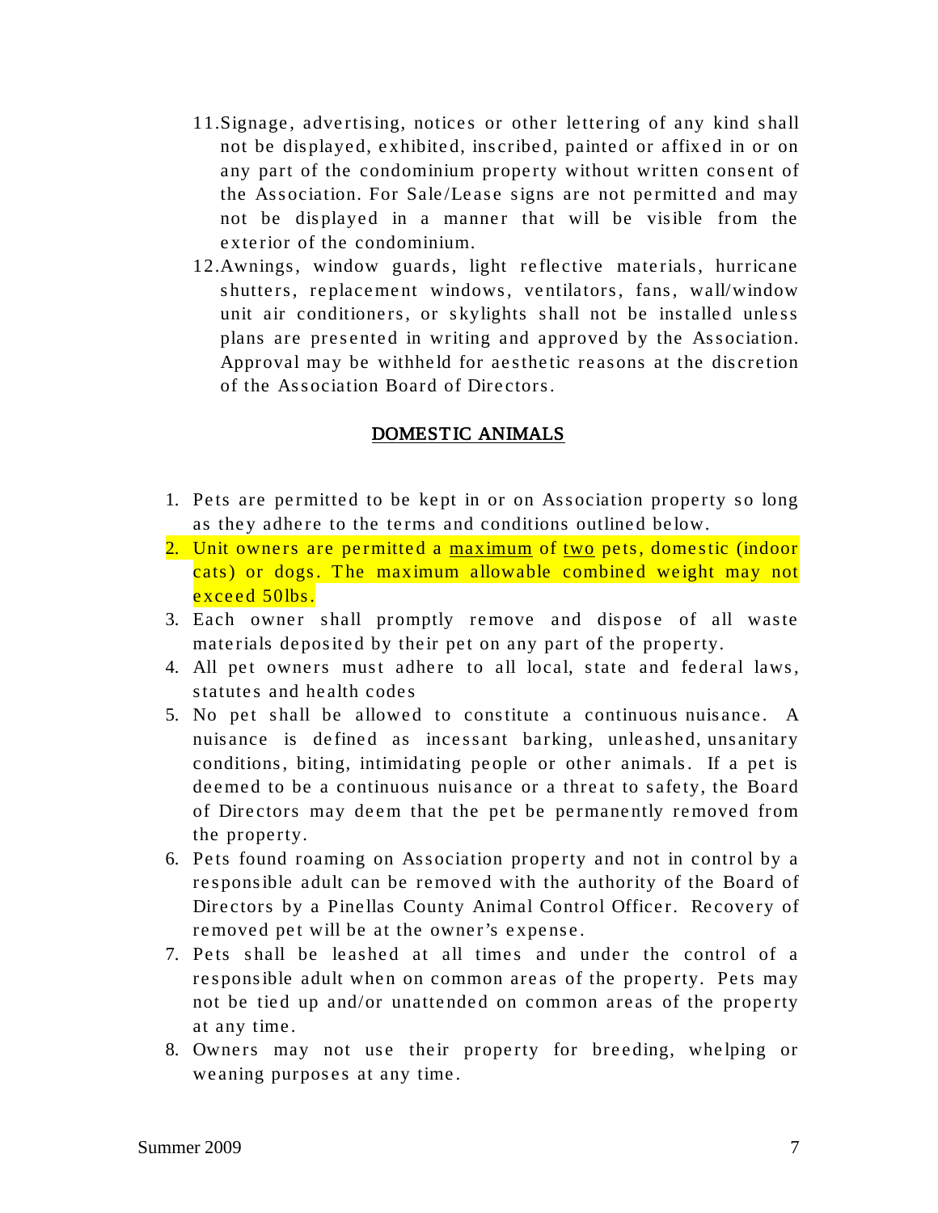11. Signage, advertising, notices or other lettering of any kind shall not be displayed, exhibited, inscribed, painted or affixed in or on any part of the condominium property without written consent of the Association. For Sale/Lease signs are not permitted and may not be displayed in a manner that will be visible from the exterior of the condominium.
12. Awnings, window guards, light reflective materials, hurricane shutters, replacement windows, ventilators, fans, wall/window unit air conditioners, or skylights shall not be installed unless plans are presented in writing and approved by the Association. Approval may be withheld for aesthetic reasons at the discretion of the Association Board of Directors.

## DOMESTIC ANIMALS

1. Pets are permitted to be kept in or on Association property so long as they adhere to the terms and conditions outlined below.
2. Unit owners are permitted a maximum of two pets, domestic (indoor cats) or dogs. The maximum allowable combined weight may not exceed 50lbs.
3. Each owner shall promptly remove and dispose of all waste materials deposited by their pet on any part of the property.
4. All pet owners must adhere to all local, state and federal laws, statutes and health codes
5. No pet shall be allowed to constitute a continuous nuisance. A nuisance is defined as incessant barking, unleashed, unsanitary conditions, biting, intimidating people or other animals. If a pet is deemed to be a continuous nuisance or a threat to safety, the Board of Directors may deem that the pet be permanently removed from the property.
6. Pets found roaming on Association property and not in control by a responsible adult can be removed with the authority of the Board of Directors by a Pinellas County Animal Control Officer. Recovery of removed pet will be at the owner's expense.
7. Pets shall be leashed at all times and under the control of a responsible adult when on common areas of the property. Pets may not be tied up and/or unattended on common areas of the property at any time.
8. Owners may not use their property for breeding, whelping or weaning purposes at any time.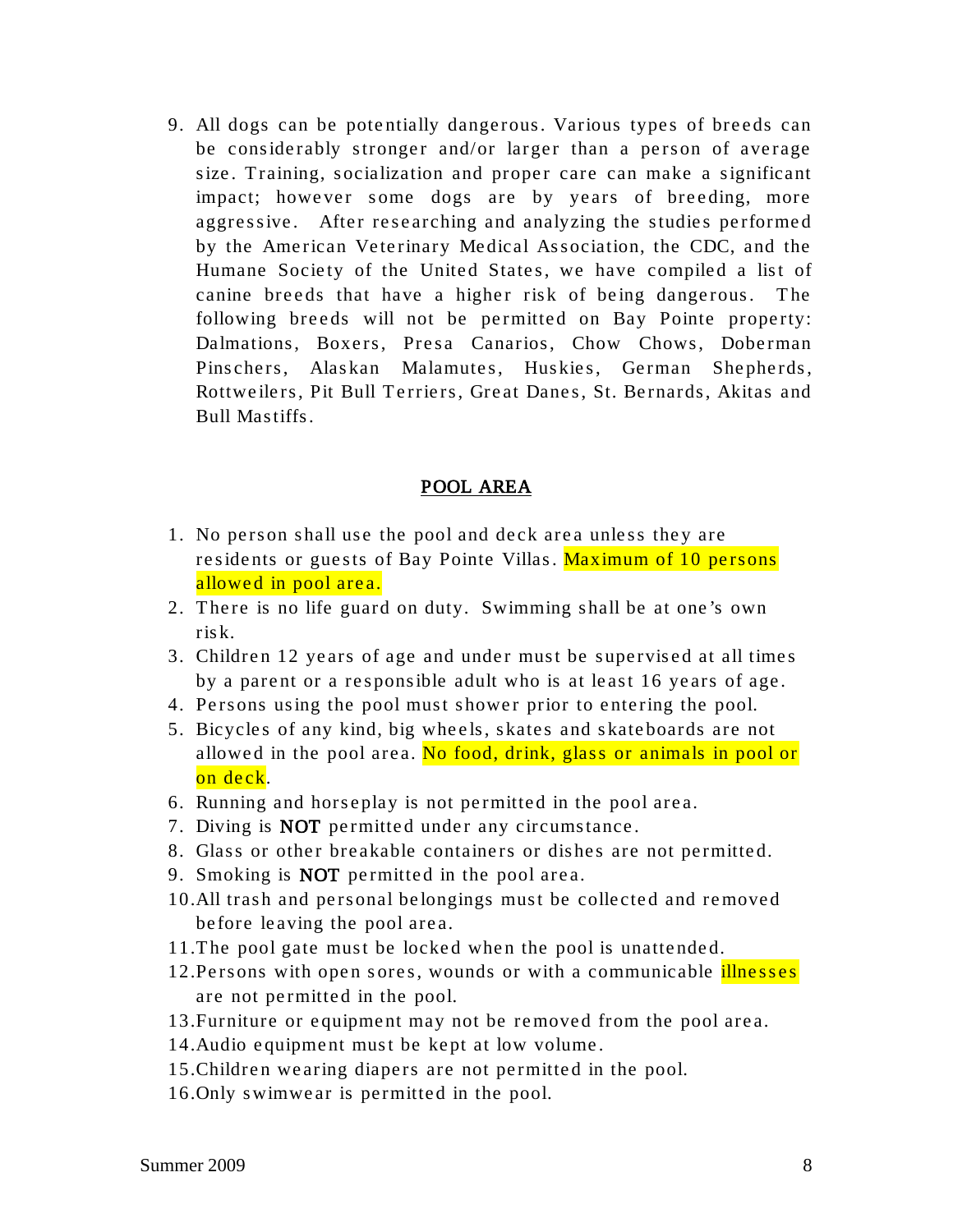9. All dogs can be potentially dangerous. Various types of breeds can be considerably stronger and/or larger than a person of average size. Training, socialization and proper care can make a significant impact; however some dogs are by years of breeding, more aggressive. After researching and analyzing the studies performed by the American Veterinary Medical Association, the CDC, and the Humane Society of the United States, we have compiled a list of canine breeds that have a higher risk of being dangerous. The following breeds will not be permitted on Bay Pointe property: Dalmations, Boxers, Presa Canarios, Chow Chows, Doberman Pinschers, Alaskan Malamutes, Huskies, German Shepherds, Rottweilers, Pit Bull Terriers, Great Danes, St. Bernards, Akitas and Bull Mastiffs.

## POOL AREA

1. No person shall use the pool and deck area unless they are residents or guests of Bay Pointe Villas. Maximum of 10 persons allowed in pool area.
2. There is no life guard on duty. Swimming shall be at one's own risk.
3. Children 12 years of age and under must be supervised at all times by a parent or a responsible adult who is at least 16 years of age.
4. Persons using the pool must shower prior to entering the pool.
5. Bicycles of any kind, big wheels, skates and skateboards are not allowed in the pool area. No food, drink, glass or animals in pool or on deck.
6. Running and horseplay is not permitted in the pool area.
7. Diving is **NOT** permitted under any circumstance.
8. Glass or other breakable containers or dishes are not permitted.
9. Smoking is **NOT** permitted in the pool area.
10. All trash and personal belongings must be collected and removed before leaving the pool area.
11. The pool gate must be locked when the pool is unattended.
12. Persons with open sores, wounds or with a communicable illnesses are not permitted in the pool.
13. Furniture or equipment may not be removed from the pool area.
14. Audio equipment must be kept at low volume.
15. Children wearing diapers are not permitted in the pool.
16. Only swimwear is permitted in the pool.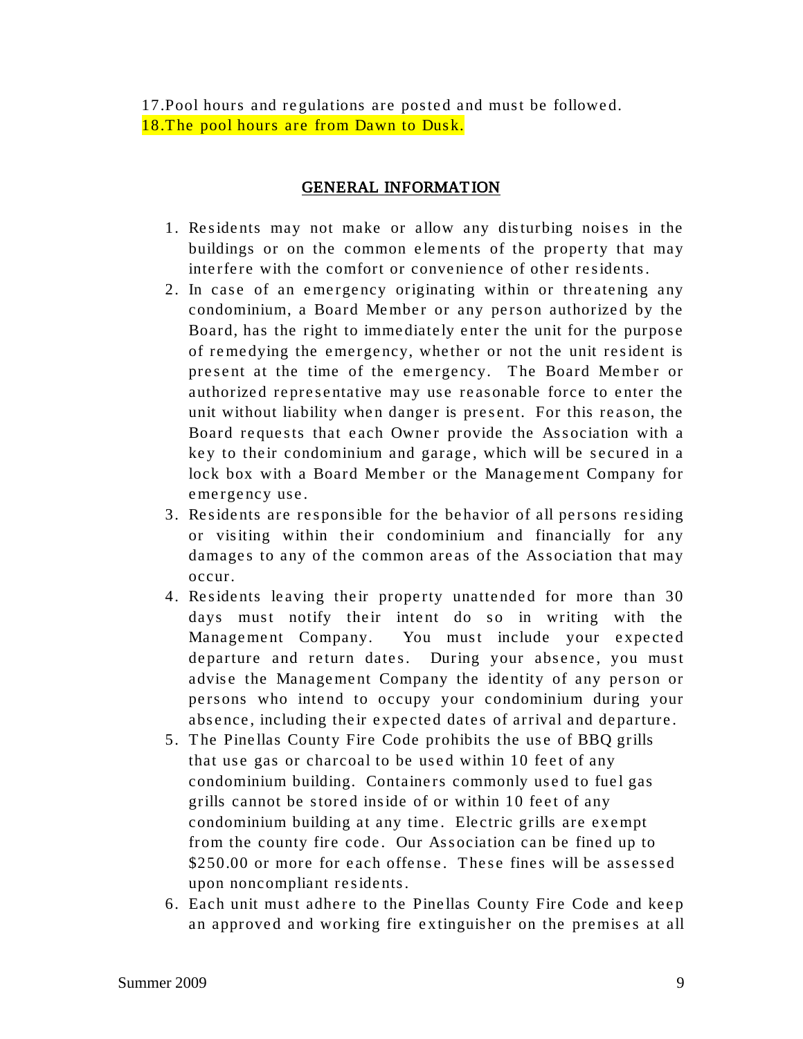17. Pool hours and regulations are posted and must be followed.
18. The pool hours are from Dawn to Dusk.

## GENERAL INFORMATION

1. Residents may not make or allow any disturbing noises in the buildings or on the common elements of the property that may interfere with the comfort or convenience of other residents.
2. In case of an emergency originating within or threatening any condominium, a Board Member or any person authorized by the Board, has the right to immediately enter the unit for the purpose of remedying the emergency, whether or not the unit resident is present at the time of the emergency. The Board Member or authorized representative may use reasonable force to enter the unit without liability when danger is present. For this reason, the Board requests that each Owner provide the Association with a key to their condominium and garage, which will be secured in a lock box with a Board Member or the Management Company for emergency use.
3. Residents are responsible for the behavior of all persons residing or visiting within their condominium and financially for any damages to any of the common areas of the Association that may occur.
4. Residents leaving their property unattended for more than 30 days must notify their intent do so in writing with the Management Company. You must include your expected departure and return dates. During your absence, you must advise the Management Company the identity of any person or persons who intend to occupy your condominium during your absence, including their expected dates of arrival and departure.
5. The Pinellas County Fire Code prohibits the use of BBQ grills that use gas or charcoal to be used within 10 feet of any condominium building. Containers commonly used to fuel gas grills cannot be stored inside of or within 10 feet of any condominium building at any time. Electric grills are exempt from the county fire code. Our Association can be fined up to $250.00 or more for each offense. These fines will be assessed upon noncompliant residents.
6. Each unit must adhere to the Pinellas County Fire Code and keep an approved and working fire extinguisher on the premises at all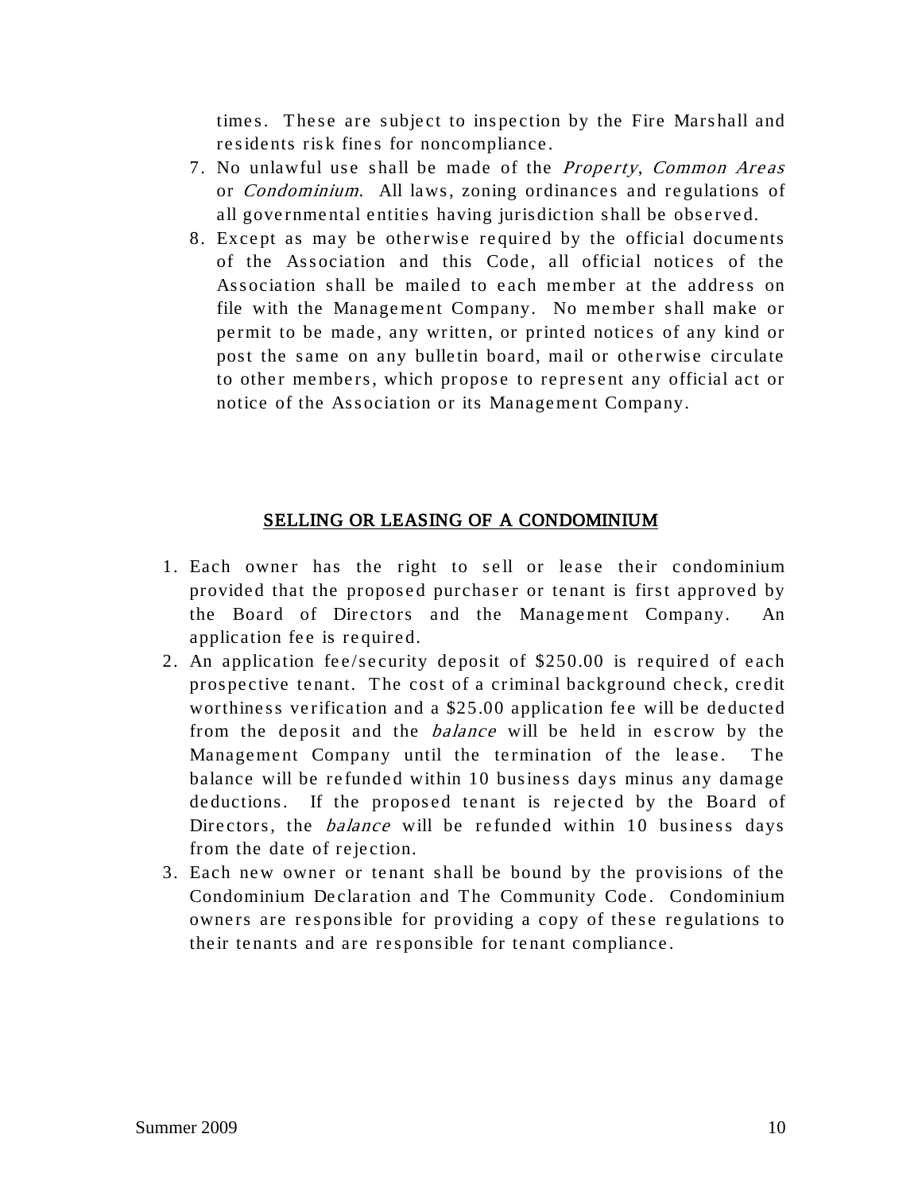times. These are subject to inspection by the Fire Marshall and residents risk fines for noncompliance.

7. No unlawful use shall be made of the *Property*, *Common Areas* or *Condominium*. All laws, zoning ordinances and regulations of all governmental entities having jurisdiction shall be observed.
8. Except as may be otherwise required by the official documents of the Association and this Code, all official notices of the Association shall be mailed to each member at the address on file with the Management Company. No member shall make or permit to be made, any written, or printed notices of any kind or post the same on any bulletin board, mail or otherwise circulate to other members, which propose to represent any official act or notice of the Association or its Management Company.

## SELLING OR LEASING OF A CONDOMINIUM

1. Each owner has the right to sell or lease their condominium provided that the proposed purchaser or tenant is first approved by the Board of Directors and the Management Company. An application fee is required.
2. An application fee/security deposit of $250.00 is required of each prospective tenant. The cost of a criminal background check, credit worthiness verification and a $25.00 application fee will be deducted from the deposit and the *balance* will be held in escrow by the Management Company until the termination of the lease. The balance will be refunded within 10 business days minus any damage deductions. If the proposed tenant is rejected by the Board of Directors, the *balance* will be refunded within 10 business days from the date of rejection.
3. Each new owner or tenant shall be bound by the provisions of the Condominium Declaration and The Community Code. Condominium owners are responsible for providing a copy of these regulations to their tenants and are responsible for tenant compliance.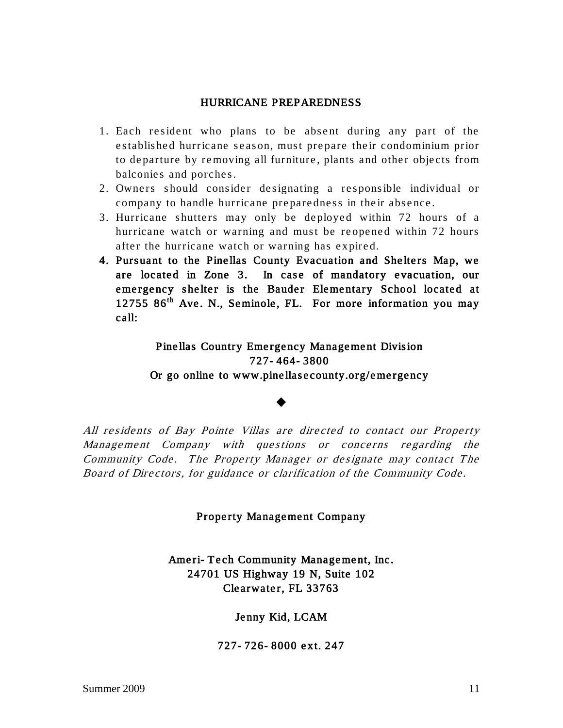## HURRICANE PREPAREDNESS

1. Each resident who plans to be absent during any part of the established hurricane season, must prepare their condominium prior to departure by removing all furniture, plants and other objects from balconies and porches.
2. Owners should consider designating a responsible individual or company to handle hurricane preparedness in their absence.
3. Hurricane shutters may only be deployed within 72 hours of a hurricane watch or warning and must be reopened within 72 hours after the hurricane watch or warning has expired.
4. **Pursuant to the Pinellas County Evacuation and Shelters Map, we are located in Zone 3. In case of mandatory evacuation, our emergency shelter is the Bauder Elementary School located at 12755 86th Ave. N., Seminole, FL. For more information you may call:**

**Pinellas Country Emergency Management Division**
**727-464-3800**
**Or go online to www.pinellasecounty.org/emergency**

◆

*All residents of Bay Pointe Villas are directed to contact our Property Management Company with questions or concerns regarding the Community Code. The Property Manager or designate may contact The Board of Directors, for guidance or clarification of the Community Code.*

## Property Management Company

**Ameri-Tech Community Management, Inc.**
**24701 US Highway 19 N, Suite 102**
**Clearwater, FL 33763**

**Jenny Kid, LCAM**

**727-726-8000 ext. 247**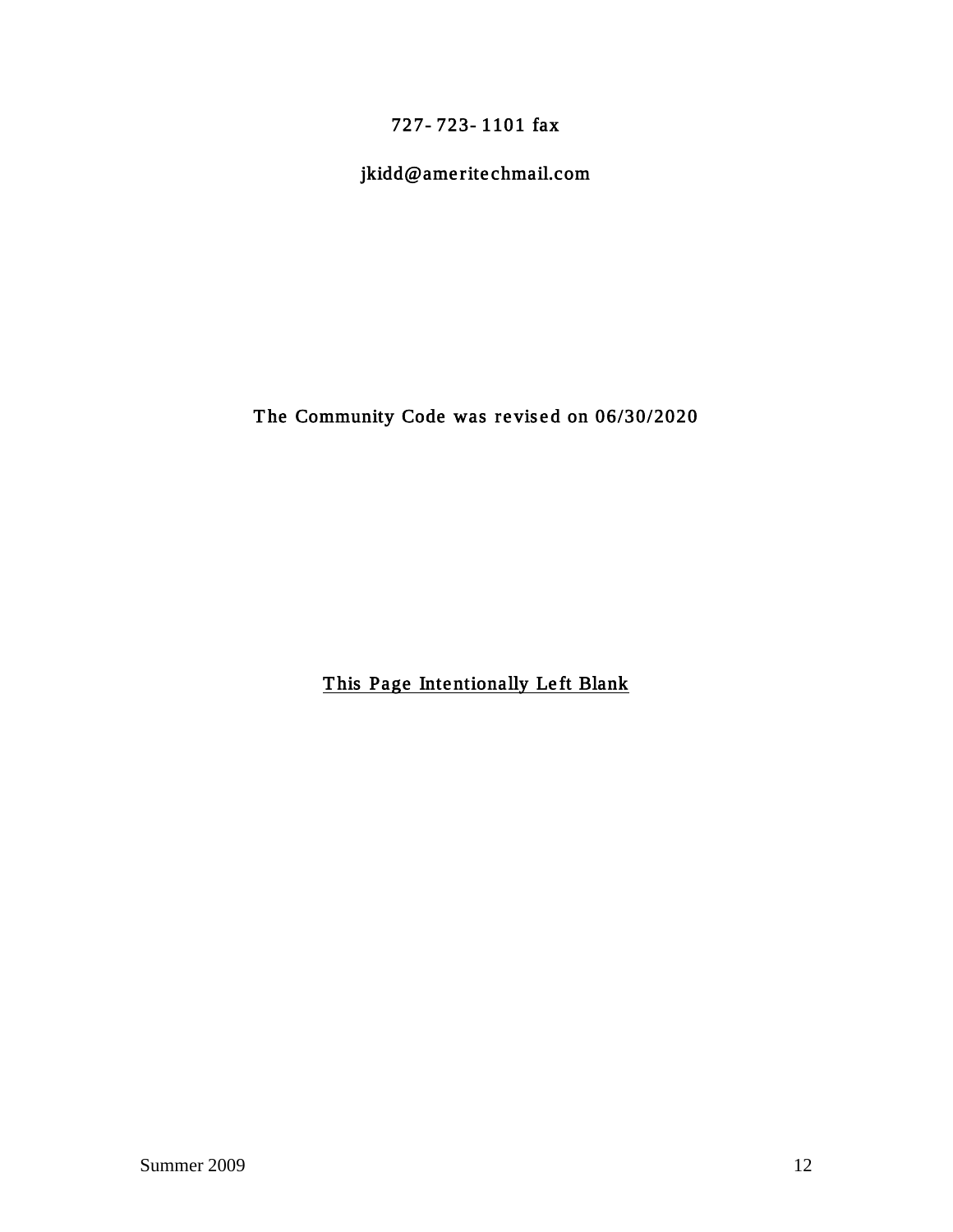727-723-1101 fax

jkidd@ameritechmail.com

The Community Code was revised on 06/30/2020

This Page Intentionally Left Blank